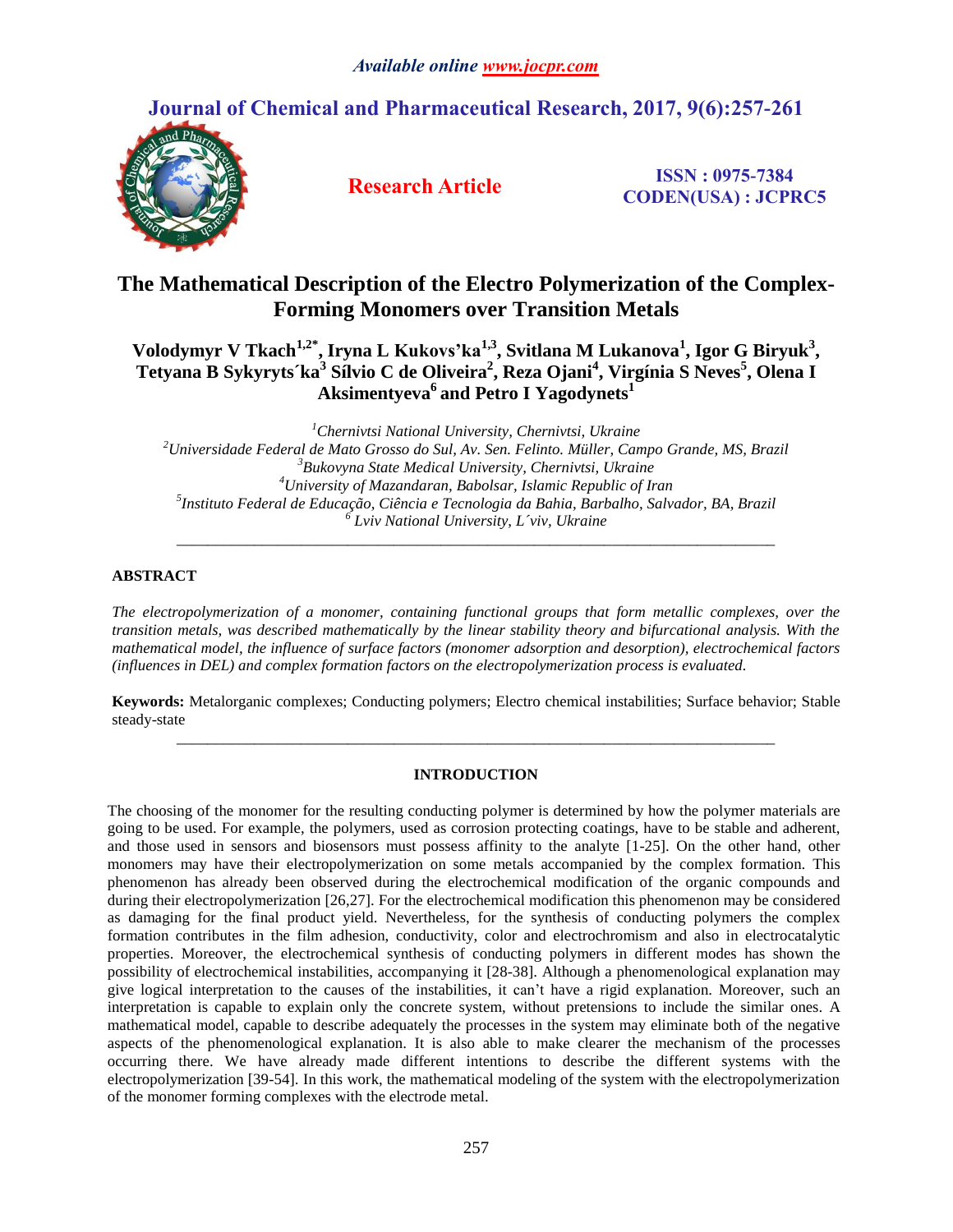# The Mathematical Description of the Electro Polymerization of the Complex-Forming Monomers over Transition Metals

**Volodymyr V Tkach[1,2*], Iryna L Kukovs'ka[1,3], Svitlana M Lukanova[1], Igor G Biryuk[3], Tetyana B Sykyrts´ka[3] Sílvio C de Oliveira[2], Reza Ojani[4], Virgínia S Neves[5], Olena I Aksimentyeva[6] and Petro I Yagodynets[1]**

*[1]Chernivtsi National University, Chernivtsi, Ukraine*
*[2]Universidade Federal de Mato Grosso do Sul, Av. Sen. Felinto. Müller, Campo Grande, MS, Brazil*
*[3]Bukovyna State Medical University, Chernivtsi, Ukraine*
*[4]University of Mazandaran, Babolsar, Islamic Republic of Iran*
*[5]Instituto Federal de Educação, Ciência e Tecnologia da Bahia, Barbalho, Salvador, BA, Brazil*
*[6] Lviv National University, L´viv, Ukraine*

---

## ABSTRACT

*The electropolymerization of a monomer, containing functional groups that form metallic complexes, over the transition metals, was described mathematically by the linear stability theory and bifurcational analysis. With the mathematical model, the influence of surface factors (monomer adsorption and desorption), electrochemical factors (influences in DEL) and complex formation factors on the electropolymerization process is evaluated.*

**Keywords:** Metalorganic complexes; Conducting polymers; Electro chemical instabilities; Surface behavior; Stable steady-state

---

## INTRODUCTION

The choosing of the monomer for the resulting conducting polymer is determined by how the polymer materials are going to be used. For example, the polymers, used as corrosion protecting coatings, have to be stable and adherent, and those used in sensors and biosensors must possess affinity to the analyte [1-25]. On the other hand, other monomers may have their electropolymerization on some metals accompanied by the complex formation. This phenomenon has already been observed during the electrochemical modification of the organic compounds and during their electropolymerization [26,27]. For the electrochemical modification this phenomenon may be considered as damaging for the final product yield. Nevertheless, for the synthesis of conducting polymers the complex formation contributes in the film adhesion, conductivity, color and electrochromism and also in electrocatalytic properties. Moreover, the electrochemical synthesis of conducting polymers in different modes has shown the possibility of electrochemical instabilities, accompanying it [28-38]. Although a phenomenological explanation may give logical interpretation to the causes of the instabilities, it can't have a rigid explanation. Moreover, such an interpretation is capable to explain only the concrete system, without pretensions to include the similar ones. A mathematical model, capable to describe adequately the processes in the system may eliminate both of the negative aspects of the phenomenological explanation. It is also able to make clearer the mechanism of the processes occurring there. We have already made different intentions to describe the different systems with the electropolymerization [39-54]. In this work, the mathematical modeling of the system with the electropolymerization of the monomer forming complexes with the electrode metal.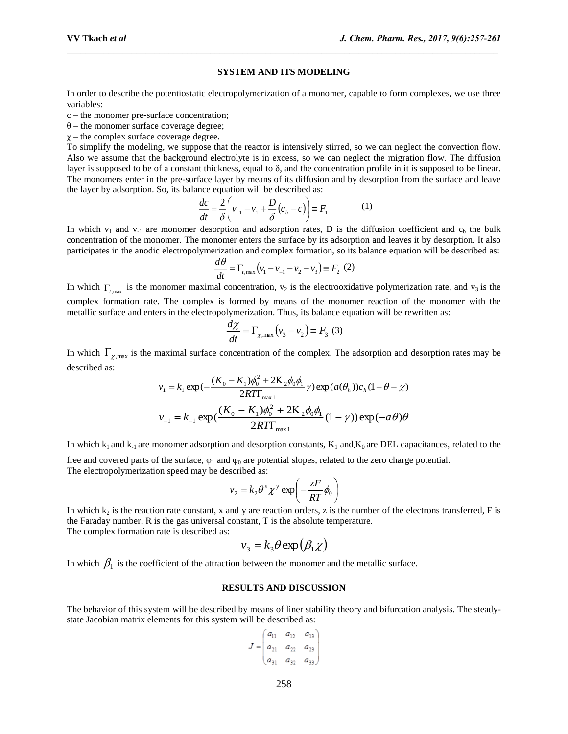## SYSTEM AND ITS MODELING

In order to describe the potentiostatic electropolymerization of a monomer, capable to form complexes, we use three variables:

c – the monomer pre-surface concentration;

θ – the monomer surface coverage degree;

χ – the complex surface coverage degree.

To simplify the modeling, we suppose that the reactor is intensively stirred, so we can neglect the convection flow. Also we assume that the background electrolyte is in excess, so we can neglect the migration flow. The diffusion layer is supposed to be of a constant thickness, equal to δ, and the concentration profile in it is supposed to be linear. The monomers enter in the pre-surface layer by means of its diffusion and by desorption from the surface and leave the layer by adsorption. So, its balance equation will be described as:

$$\frac{dc}{dt} = \frac{2}{\delta}\left(v_{-1} - v_1 + \frac{D}{\delta}(c_b - c)\right) \equiv F_1 \qquad (1)$$

In which $v_1$ and $v_{-1}$ are monomer desorption and adsorption rates, D is the diffusion coefficient and $c_b$ the bulk concentration of the monomer. The monomer enters the surface by its adsorption and leaves it by desorption. It also participates in the anodic electropolymerization and complex formation, so its balance equation will be described as:

$$\frac{d\theta}{dt} = \Gamma_{t,\max}\left(v_1 - v_{-1} - v_2 - v_3\right) \equiv F_2 \quad (2)$$

In which $\Gamma_{t,\max}$ is the monomer maximal concentration, $v_2$ is the electrooxidative polymerization rate, and $v_3$ is the complex formation rate. The complex is formed by means of the monomer reaction of the monomer with the metallic surface and enters in the electropolymerization. Thus, its balance equation will be rewritten as:

$$\frac{d\chi}{dt} = \Gamma_{\chi,\max}\left(v_3 - v_2\right) \equiv F_3 \quad (3)$$

In which $\Gamma_{\chi,\max}$ is the maximal surface concentration of the complex. The adsorption and desorption rates may be described as:

$$v_1 = k_1 \exp\left(-\frac{(K_0 - K_1)\phi_0^2 + 2\mathrm{K}_2\phi_0\phi_1}{2RT\Gamma_{\max 1}}\gamma\right)\exp(a(\theta_h))c_h(1-\theta-\chi)$$

$$v_{-1} = k_{-1}\exp\left(\frac{(K_0 - K_1)\phi_0^2 + 2\mathrm{K}_2\phi_0\phi_1}{2RT\Gamma_{\max 1}}(1-\gamma)\right)\exp(-a\theta)\theta$$

In which $k_1$ and $k_{-1}$ are monomer adsorption and desorption constants, $K_1$ and $K_0$ are DEL capacitances, related to the free and covered parts of the surface, $\varphi_1$ and $\varphi_0$ are potential slopes, related to the zero charge potential.

The electropolymerization speed may be described as:

$$v_2 = k_2\theta^x\chi^y\exp\left(-\frac{zF}{RT}\phi_0\right)$$

In which $k_2$ is the reaction rate constant, x and y are reaction orders, z is the number of the electrons transferred, F is the Faraday number, R is the gas universal constant, T is the absolute temperature.

The complex formation rate is described as:

$$v_3 = k_3\theta\exp\left(\beta_1\chi\right)$$

In which $\beta_1$ is the coefficient of the attraction between the monomer and the metallic surface.

## RESULTS AND DISCUSSION

The behavior of this system will be described by means of liner stability theory and bifurcation analysis. The steady-state Jacobian matrix elements for this system will be described as:

$$J = \begin{pmatrix} a_{11} & a_{12} & a_{13} \\ a_{21} & a_{22} & a_{23} \\ a_{31} & a_{32} & a_{33} \end{pmatrix}$$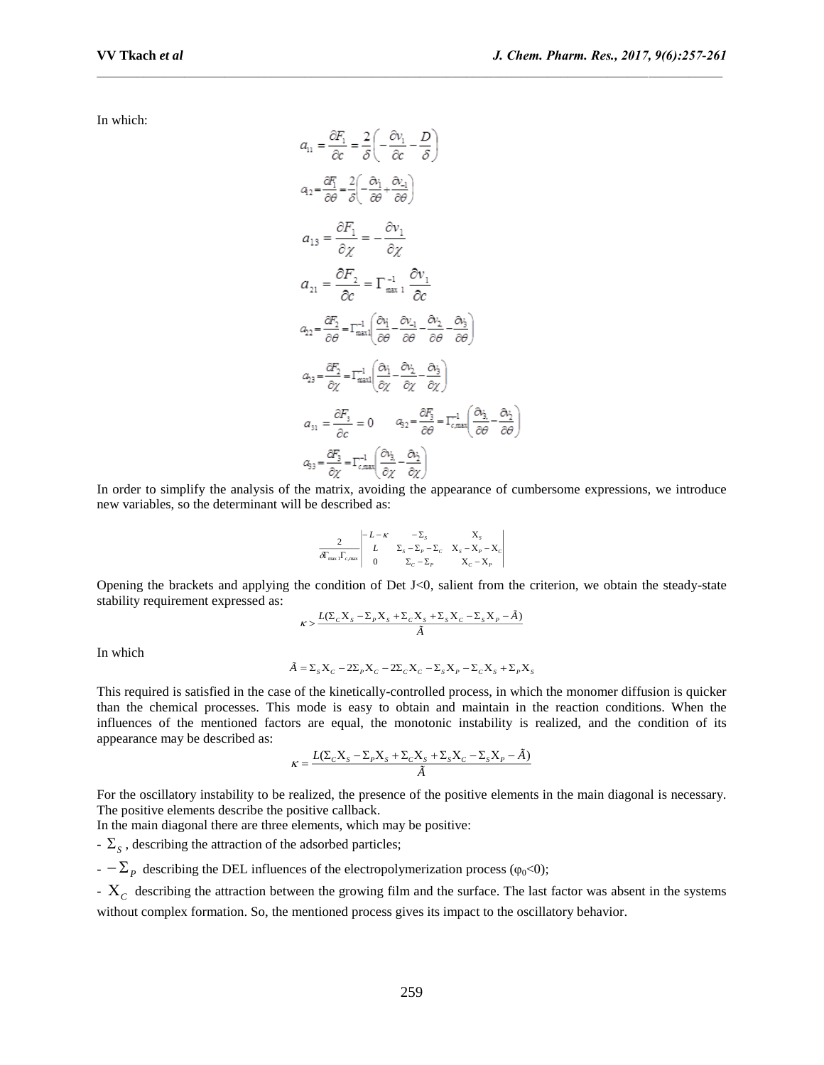In which:

$$a_{11} = \frac{\partial F_1}{\partial c} = \frac{2}{\delta}\left(-\frac{\partial v_1}{\partial c} - \frac{D}{\delta}\right)$$

$$a_{12} = \frac{\partial F_1}{\partial \theta} = \frac{2}{\delta}\left(-\frac{\partial v_1}{\partial \theta} + \frac{\partial v_{-1}}{\partial \theta}\right)$$

$$a_{13} = \frac{\partial F_1}{\partial \chi} = -\frac{\partial v_1}{\partial \chi}$$

$$a_{21} = \frac{\partial F_2}{\partial c} = \Gamma_{\max 1}^{-1} \frac{\partial v_1}{\partial c}$$

$$a_{22} = \frac{\partial F_2}{\partial \theta} = \Gamma_{\max 1}^{-1}\left(\frac{\partial v_1}{\partial \theta} - \frac{\partial v_{-1}}{\partial \theta} - \frac{\partial v_2}{\partial \theta} - \frac{\partial v_3}{\partial \theta}\right)$$

$$a_{23} = \frac{\partial F_2}{\partial \chi} = \Gamma_{\max 1}^{-1}\left(\frac{\partial v_1}{\partial \chi} - \frac{\partial v_2}{\partial \chi} - \frac{\partial v_3}{\partial \chi}\right)$$

$$a_{31} = \frac{\partial F_3}{\partial c} = 0 \qquad a_{32} = \frac{\partial F_3}{\partial \theta} = \Gamma_{c,\max}^{-1}\left(\frac{\partial v_3}{\partial \theta} - \frac{\partial v_2}{\partial \theta}\right)$$

$$a_{33} = \frac{\partial F_3}{\partial \chi} = \Gamma_{c,\max}^{-1}\left(\frac{\partial v_3}{\partial \chi} - \frac{\partial v_2}{\partial \chi}\right)$$

In order to simplify the analysis of the matrix, avoiding the appearance of cumbersome expressions, we introduce new variables, so the determinant will be described as:

$$\frac{2}{\delta \Gamma_{\max 1} \Gamma_{c,\max}} \begin{vmatrix} -L-\kappa & -\Sigma_S & \mathrm{X}_S \\ L & \Sigma_S - \Sigma_P - \Sigma_C & \mathrm{X}_S - \mathrm{X}_P - \mathrm{X}_C \\ 0 & \Sigma_C - \Sigma_P & \mathrm{X}_C - \mathrm{X}_P \end{vmatrix}$$

Opening the brackets and applying the condition of Det J<0, salient from the criterion, we obtain the steady-state stability requirement expressed as:

$$\kappa > \frac{L(\Sigma_C \mathrm{X}_S - \Sigma_P \mathrm{X}_S + \Sigma_C \mathrm{X}_S + \Sigma_S \mathrm{X}_C - \Sigma_S \mathrm{X}_P - \tilde{A})}{\tilde{A}}$$

In which

$$\tilde{A} = \Sigma_S \mathrm{X}_C - 2\Sigma_P \mathrm{X}_C - 2\Sigma_C \mathrm{X}_C - \Sigma_S \mathrm{X}_P - \Sigma_C \mathrm{X}_S + \Sigma_P \mathrm{X}_S$$

This required is satisfied in the case of the kinetically-controlled process, in which the monomer diffusion is quicker than the chemical processes. This mode is easy to obtain and maintain in the reaction conditions. When the influences of the mentioned factors are equal, the monotonic instability is realized, and the condition of its appearance may be described as:

$$\kappa = \frac{L(\Sigma_C \mathrm{X}_S - \Sigma_P \mathrm{X}_S + \Sigma_C \mathrm{X}_S + \Sigma_S \mathrm{X}_C - \Sigma_S \mathrm{X}_P - \tilde{A})}{\tilde{A}}$$

For the oscillatory instability to be realized, the presence of the positive elements in the main diagonal is necessary. The positive elements describe the positive callback.

In the main diagonal there are three elements, which may be positive:

- $\Sigma_S$, describing the attraction of the adsorbed particles;
- $-\Sigma_P$ describing the DEL influences of the electropolymerization process ($\varphi_0<0$);
- $\mathrm{X}_C$ describing the attraction between the growing film and the surface. The last factor was absent in the systems without complex formation. So, the mentioned process gives its impact to the oscillatory behavior.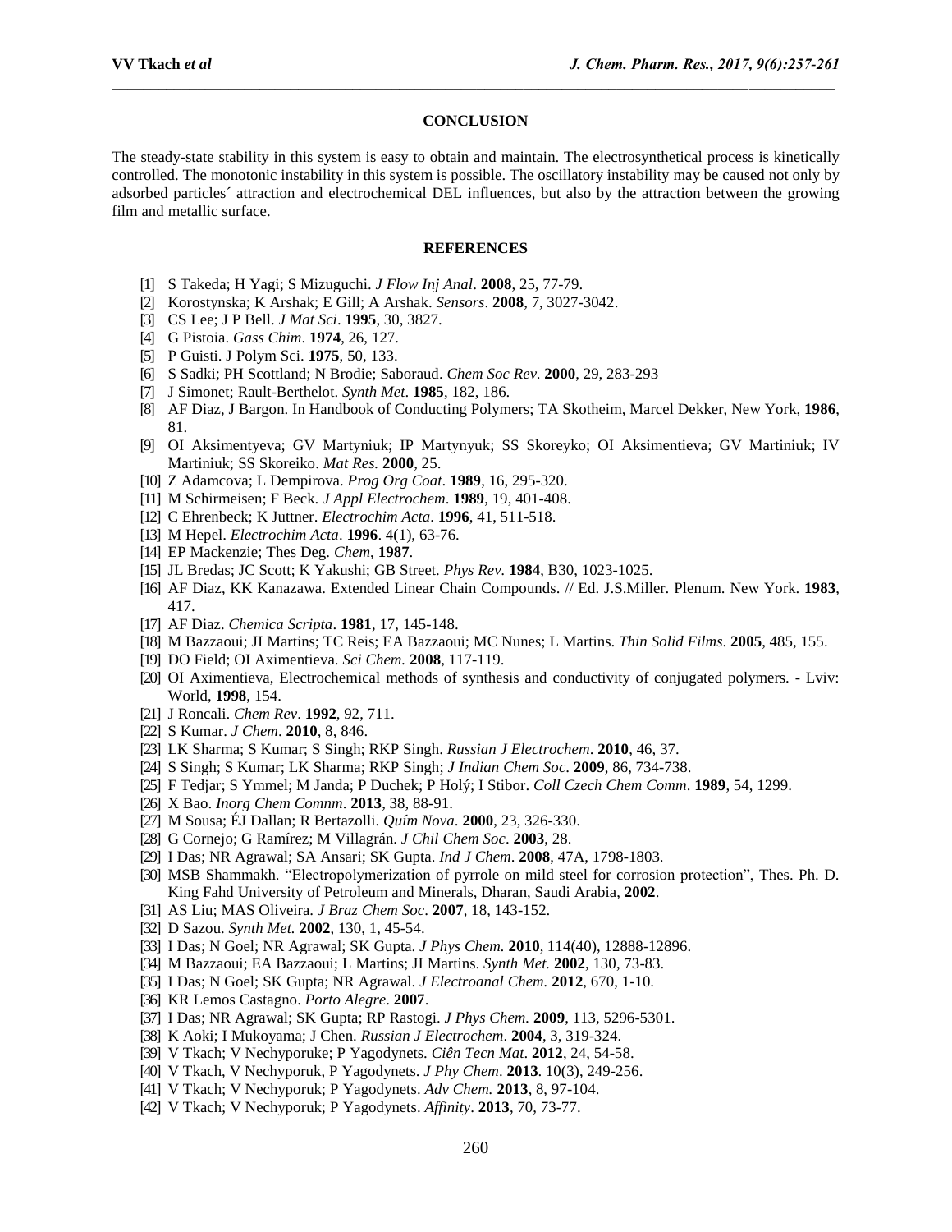## CONCLUSION

The steady-state stability in this system is easy to obtain and maintain. The electrosynthetical process is kinetically controlled. The monotonic instability in this system is possible. The oscillatory instability may be caused not only by adsorbed particles´ attraction and electrochemical DEL influences, but also by the attraction between the growing film and metallic surface.

## REFERENCES

[1] S Takeda; H Yagi; S Mizuguchi. *J Flow Inj Anal*. **2008**, 25, 77-79.
[2] Korostynska; K Arshak; E Gill; A Arshak. *Sensors*. **2008**, 7, 3027-3042.
[3] CS Lee; J P Bell. *J Mat Sci*. **1995**, 30, 3827.
[4] G Pistoia. *Gass Chim*. **1974**, 26, 127.
[5] P Guisti. J Polym Sci. **1975**, 50, 133.
[6] S Sadki; PH Scottland; N Brodie; Saboraud. *Chem Soc Rev*. **2000**, 29, 283-293
[7] J Simonet; Rault-Berthelot. *Synth Met*. **1985**, 182, 186.
[8] AF Diaz, J Bargon. In Handbook of Conducting Polymers; TA Skotheim, Marcel Dekker, New York, **1986**, 81.
[9] OI Aksimentyeva; GV Martyniuk; IP Martynyuk; SS Skoreyko; OI Aksimentieva; GV Martiniuk; IV Martiniuk; SS Skoreiko. *Mat Res.* **2000**, 25.
[10] Z Adamcova; L Dempirova. *Prog Org Coat*. **1989**, 16, 295-320.
[11] M Schirmeisen; F Beck. *J Appl Electrochem*. **1989**, 19, 401-408.
[12] C Ehrenbeck; K Juttner. *Electrochim Acta*. **1996**, 41, 511-518.
[13] M Hepel. *Electrochim Acta*. **1996**. 4(1), 63-76.
[14] EP Mackenzie; Thes Deg. *Chem*, **1987**.
[15] JL Bredas; JC Scott; K Yakushi; GB Street. *Phys Rev*. **1984**, B30, 1023-1025.
[16] AF Diaz, KK Kanazawa. Extended Linear Chain Compounds. // Ed. J.S.Miller. Plenum. New York. **1983**, 417.
[17] AF Diaz. *Chemica Scripta*. **1981**, 17, 145-148.
[18] M Bazzaoui; JI Martins; TC Reis; EA Bazzaoui; MC Nunes; L Martins. *Thin Solid Films*. **2005**, 485, 155.
[19] DO Field; OI Aximentieva. *Sci Chem.* **2008**, 117-119.
[20] OI Aximentieva, Electrochemical methods of synthesis and conductivity of conjugated polymers. - Lviv: World, **1998**, 154.
[21] J Roncali. *Chem Rev*. **1992**, 92, 711.
[22] S Kumar. *J Chem*. **2010**, 8, 846.
[23] LK Sharma; S Kumar; S Singh; RKP Singh. *Russian J Electrochem*. **2010**, 46, 37.
[24] S Singh; S Kumar; LK Sharma; RKP Singh; *J Indian Chem Soc*. **2009**, 86, 734-738.
[25] F Tedjar; S Ymmel; M Janda; P Duchek; P Holý; I Stibor. *Coll Czech Chem Comm*. **1989**, 54, 1299.
[26] X Bao. *Inorg Chem Comnm*. **2013**, 38, 88-91.
[27] M Sousa; ÉJ Dallan; R Bertazolli. *Quím Nova*. **2000**, 23, 326-330.
[28] G Cornejo; G Ramírez; M Villagrán. *J Chil Chem Soc*. **2003**, 28.
[29] I Das; NR Agrawal; SA Ansari; SK Gupta. *Ind J Chem*. **2008**, 47A, 1798-1803.
[30] MSB Shammakh. “Electropolymerization of pyrrole on mild steel for corrosion protection”, Thes. Ph. D. King Fahd University of Petroleum and Minerals, Dharan, Saudi Arabia, **2002**.
[31] AS Liu; MAS Oliveira. *J Braz Chem Soc*. **2007**, 18, 143-152.
[32] D Sazou. *Synth Met.* **2002**, 130, 1, 45-54.
[33] I Das; N Goel; NR Agrawal; SK Gupta. *J Phys Chem.* **2010**, 114(40), 12888-12896.
[34] M Bazzaoui; EA Bazzaoui; L Martins; JI Martins. *Synth Met.* **2002**, 130, 73-83.
[35] I Das; N Goel; SK Gupta; NR Agrawal. *J Electroanal Chem.* **2012**, 670, 1-10.
[36] KR Lemos Castagno. *Porto Alegre*. **2007**.
[37] I Das; NR Agrawal; SK Gupta; RP Rastogi. *J Phys Chem.* **2009**, 113, 5296-5301.
[38] K Aoki; I Mukoyama; J Chen. *Russian J Electrochem*. **2004**, 3, 319-324.
[39] V Tkach; V Nechyporuke; P Yagodynets. *Ciên Tecn Mat*. **2012**, 24, 54-58.
[40] V Tkach, V Nechyporuk, P Yagodynets. *J Phy Chem*. **2013**. 10(3), 249-256.
[41] V Tkach; V Nechyporuk; P Yagodynets. *Adv Chem.* **2013**, 8, 97-104.
[42] V Tkach; V Nechyporuk; P Yagodynets. *Affinity*. **2013**, 70, 73-77.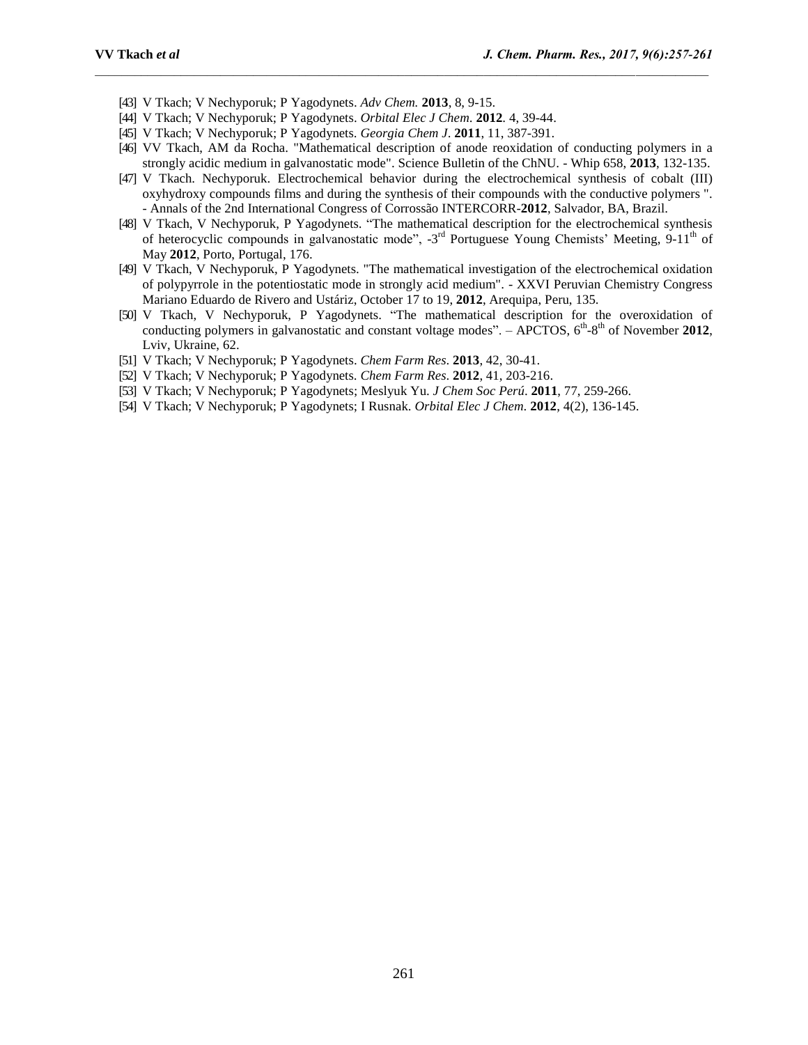[43] V Tkach; V Nechyporuk; P Yagodynets. *Adv Chem.* **2013**, 8, 9-15.

[44] V Tkach; V Nechyporuk; P Yagodynets. *Orbital Elec J Chem*. **2012**. 4, 39-44.

[45] V Tkach; V Nechyporuk; P Yagodynets. *Georgia Chem J*. **2011**, 11, 387-391.

[46] VV Tkach, AM da Rocha. "Mathematical description of anode reoxidation of conducting polymers in a strongly acidic medium in galvanostatic mode". Science Bulletin of the ChNU. - Whip 658, **2013**, 132-135.

[47] V Tkach. Nechyporuk. Electrochemical behavior during the electrochemical synthesis of cobalt (III) oxyhydroxy compounds films and during the synthesis of their compounds with the conductive polymers ". - Annals of the 2nd International Congress of Corrossão INTERCORR-**2012**, Salvador, BA, Brazil.

[48] V Tkach, V Nechyporuk, P Yagodynets. "The mathematical description for the electrochemical synthesis of heterocyclic compounds in galvanostatic mode", -3rd Portuguese Young Chemists' Meeting, 9-11th of May **2012**, Porto, Portugal, 176.

[49] V Tkach, V Nechyporuk, P Yagodynets. "The mathematical investigation of the electrochemical oxidation of polypyrrole in the potentiostatic mode in strongly acid medium". - XXVI Peruvian Chemistry Congress Mariano Eduardo de Rivero and Ustáriz, October 17 to 19, **2012**, Arequipa, Peru, 135.

[50] V Tkach, V Nechyporuk, P Yagodynets. "The mathematical description for the overoxidation of conducting polymers in galvanostatic and constant voltage modes". – APCTOS, 6th-8th of November **2012**, Lviv, Ukraine, 62.

[51] V Tkach; V Nechyporuk; P Yagodynets. *Chem Farm Res*. **2013**, 42, 30-41.

[52] V Tkach; V Nechyporuk; P Yagodynets. *Chem Farm Res*. **2012**, 41, 203-216.

[53] V Tkach; V Nechyporuk; P Yagodynets; Meslyuk Yu. *J Chem Soc Perú*. **2011**, 77, 259-266.

[54] V Tkach; V Nechyporuk; P Yagodynets; I Rusnak. *Orbital Elec J Chem*. **2012**, 4(2), 136-145.